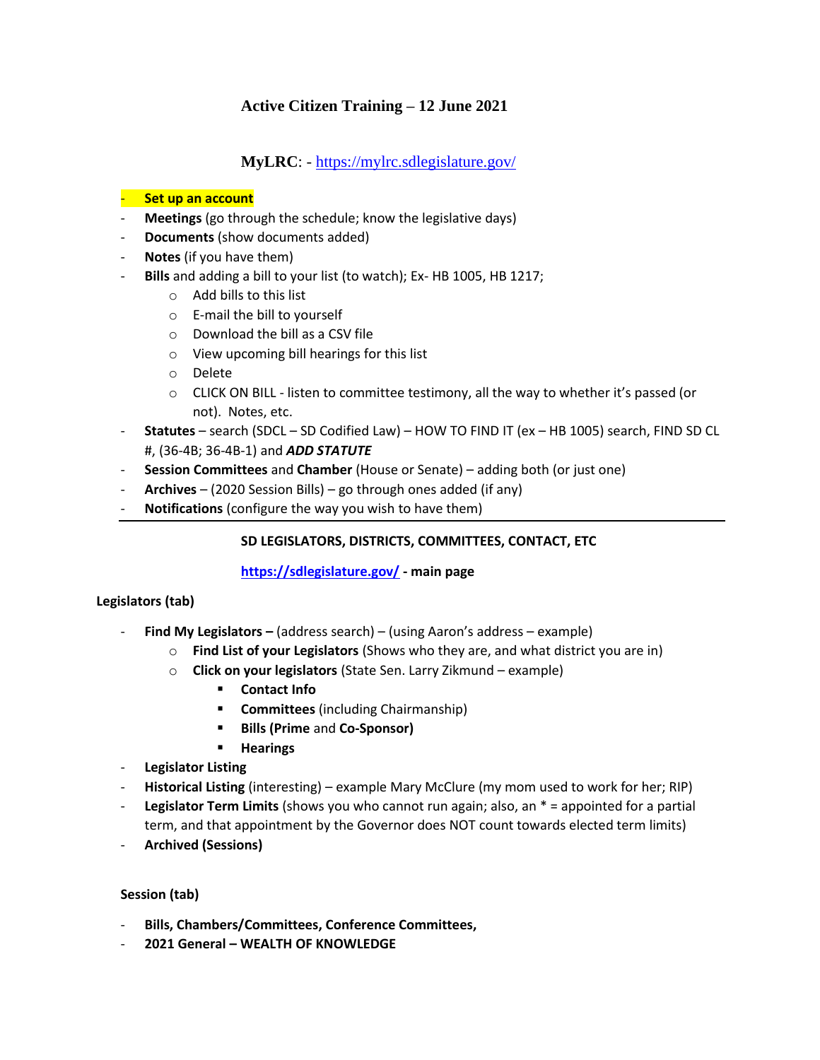# Active Citizen Training – 12 June 2021

## MyLRC: - https://mylrc.sdlegislature.gov/

- **Set up an account**
- **Meetings** (go through the schedule; know the legislative days)
- **Documents** (show documents added)
- **Notes** (if you have them)
- **Bills** and adding a bill to your list (to watch); Ex- HB 1005, HB 1217;
    - Add bills to this list
    - E-mail the bill to yourself
    - Download the bill as a CSV file
    - View upcoming bill hearings for this list
    - Delete
    - CLICK ON BILL - listen to committee testimony, all the way to whether it's passed (or not). Notes, etc.
- **Statutes** – search (SDCL – SD Codified Law) – HOW TO FIND IT (ex – HB 1005) search, FIND SD CL #, (36-4B; 36-4B-1) and ***ADD STATUTE***
- **Session Committees** and **Chamber** (House or Senate) – adding both (or just one)
- **Archives** – (2020 Session Bills) – go through ones added (if any)
- **Notifications** (configure the way you wish to have them)

---

**SD LEGISLATORS, DISTRICTS, COMMITTEES, CONTACT, ETC**

**https://sdlegislature.gov/ - main page**

**Legislators (tab)**

- **Find My Legislators –** (address search) – (using Aaron's address – example)
    - **Find List of your Legislators** (Shows who they are, and what district you are in)
    - **Click on your legislators** (State Sen. Larry Zikmund – example)
        - **Contact Info**
        - **Committees** (including Chairmanship)
        - **Bills (Prime** and **Co-Sponsor)**
        - **Hearings**
- **Legislator Listing**
- **Historical Listing** (interesting) – example Mary McClure (my mom used to work for her; RIP)
- **Legislator Term Limits** (shows you who cannot run again; also, an * = appointed for a partial term, and that appointment by the Governor does NOT count towards elected term limits)
- **Archived (Sessions)**

**Session (tab)**

- **Bills, Chambers/Committees, Conference Committees,**
- **2021 General – WEALTH OF KNOWLEDGE**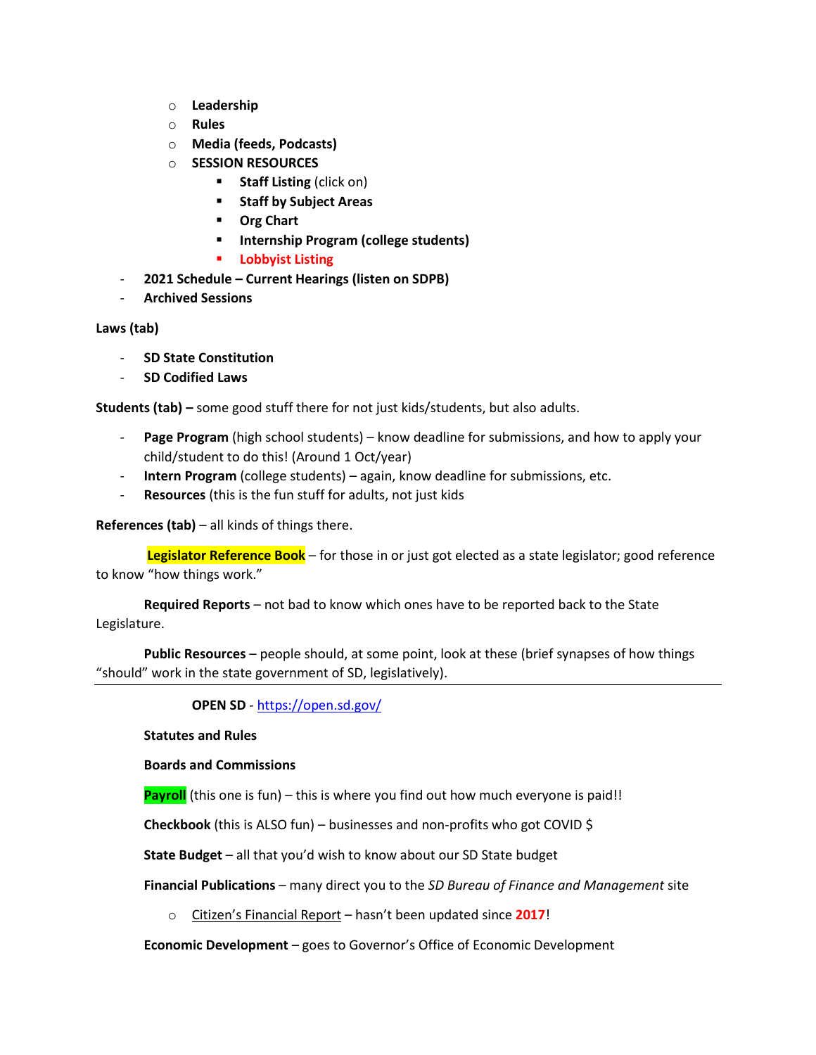- **Leadership**
  - **Rules**
  - **Media (feeds, Podcasts)**
  - **SESSION RESOURCES**
    - **Staff Listing** (click on)
    - **Staff by Subject Areas**
    - **Org Chart**
    - **Internship Program (college students)**
    - **Lobbyist Listing**
- **2021 Schedule – Current Hearings (listen on SDPB)**
- **Archived Sessions**

**Laws (tab)**

- **SD State Constitution**
- **SD Codified Laws**

**Students (tab) –** some good stuff there for not just kids/students, but also adults.

- **Page Program** (high school students) – know deadline for submissions, and how to apply your child/student to do this! (Around 1 Oct/year)
- **Intern Program** (college students) – again, know deadline for submissions, etc.
- **Resources** (this is the fun stuff for adults, not just kids

**References (tab)** – all kinds of things there.

**Legislator Reference Book** – for those in or just got elected as a state legislator; good reference to know "how things work."

**Required Reports** – not bad to know which ones have to be reported back to the State Legislature.

**Public Resources** – people should, at some point, look at these (brief synapses of how things "should" work in the state government of SD, legislatively).

---

**OPEN SD** - https://open.sd.gov/

**Statutes and Rules**

**Boards and Commissions**

**Payroll** (this one is fun) – this is where you find out how much everyone is paid!!

**Checkbook** (this is ALSO fun) – businesses and non-profits who got COVID $

**State Budget** – all that you'd wish to know about our SD State budget

**Financial Publications** – many direct you to the *SD Bureau of Finance and Management* site

- Citizen's Financial Report – hasn't been updated since **2017**!

**Economic Development** – goes to Governor's Office of Economic Development